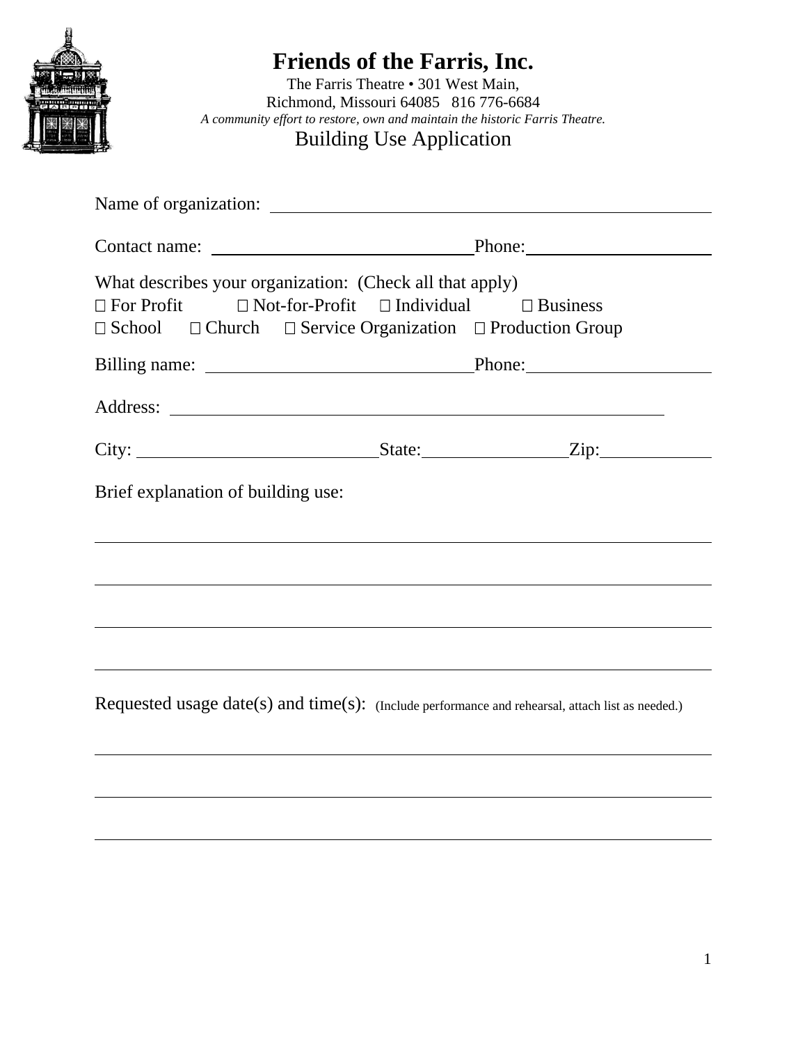# Friends of the Farris, Inc.

The Farris Theatre • 301 West Main,
Richmond, Missouri 64085 816 776-6684

*A community effort to restore, own and maintain the historic Farris Theatre.*

## Building Use Application

Name of organization: ______________________________________________

Contact name: ______________________________ Phone: ____________________

What describes your organization: (Check all that apply)

☐ For Profit ☐ Not-for-Profit ☐ Individual ☐ Business

☐ School ☐ Church ☐ Service Organization ☐ Production Group

Billing name: ______________________________ Phone: ____________________

Address: ______________________________________________________

City: __________________________ State: ________________ Zip: ____________

Brief explanation of building use:

______________________________________________________________________

______________________________________________________________________

______________________________________________________________________

______________________________________________________________________

Requested usage date(s) and time(s): (Include performance and rehearsal, attach list as needed.)

______________________________________________________________________

______________________________________________________________________

______________________________________________________________________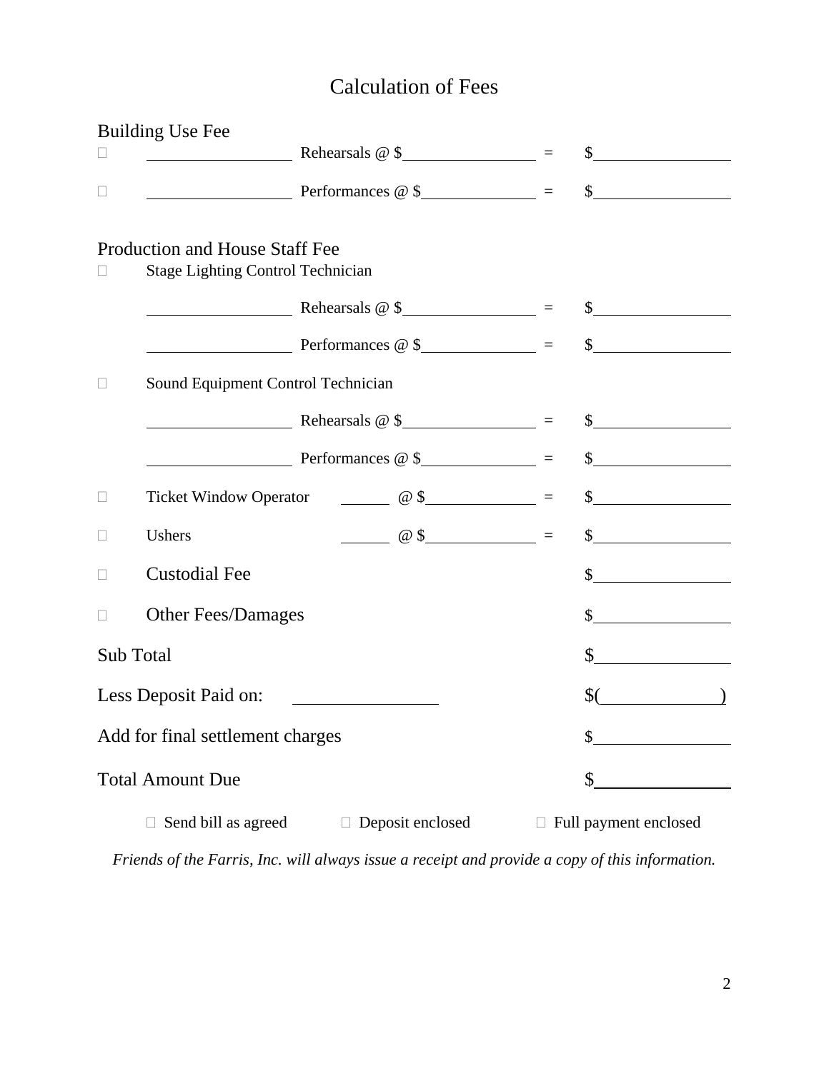# Calculation of Fees

## Building Use Fee

☐ ________ Rehearsals @ $________ = $________

☐ ________ Performances @ $________ = $________

## Production and House Staff Fee

☐ Stage Lighting Control Technician

________ Rehearsals @ $________ = $________

________ Performances @ $________ = $________

☐ Sound Equipment Control Technician

________ Rehearsals @ $________ = $________

________ Performances @ $________ = $________

☐ Ticket Window Operator ______ @ $________ = $________

☐ Ushers ______ @ $________ = $________

☐ Custodial Fee $________

☐ Other Fees/Damages $________

Sub Total $________

Less Deposit Paid on: ________ $(________)

Add for final settlement charges $________

Total Amount Due $________

☐ Send bill as agreed ☐ Deposit enclosed ☐ Full payment enclosed

*Friends of the Farris, Inc. will always issue a receipt and provide a copy of this information.*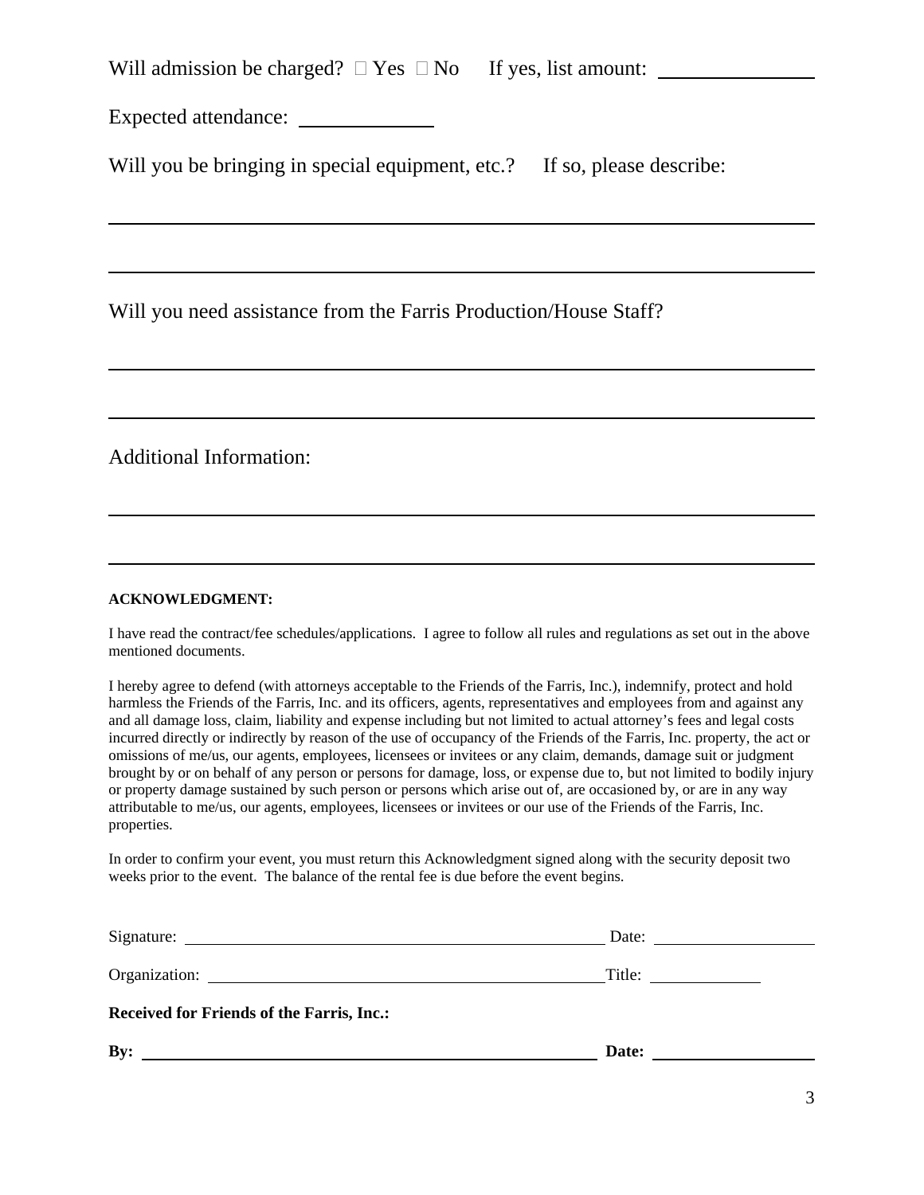Will admission be charged? ☐ Yes ☐ No If yes, list amount: ______________

Expected attendance: ____________

Will you be bringing in special equipment, etc.? If so, please describe:

______________________________________________________________________

______________________________________________________________________

Will you need assistance from the Farris Production/House Staff?

______________________________________________________________________

______________________________________________________________________

Additional Information:

______________________________________________________________________

______________________________________________________________________

**ACKNOWLEDGMENT:**

I have read the contract/fee schedules/applications. I agree to follow all rules and regulations as set out in the above mentioned documents.

I hereby agree to defend (with attorneys acceptable to the Friends of the Farris, Inc.), indemnify, protect and hold harmless the Friends of the Farris, Inc. and its officers, agents, representatives and employees from and against any and all damage loss, claim, liability and expense including but not limited to actual attorney's fees and legal costs incurred directly or indirectly by reason of the use of occupancy of the Friends of the Farris, Inc. property, the act or omissions of me/us, our agents, employees, licensees or invitees or any claim, demands, damage suit or judgment brought by or on behalf of any person or persons for damage, loss, or expense due to, but not limited to bodily injury or property damage sustained by such person or persons which arise out of, are occasioned by, or are in any way attributable to me/us, our agents, employees, licensees or invitees or our use of the Friends of the Farris, Inc. properties.

In order to confirm your event, you must return this Acknowledgment signed along with the security deposit two weeks prior to the event. The balance of the rental fee is due before the event begins.

Signature: ____________________________________________ Date: ________________

Organization: __________________________________________ Title: ____________

**Received for Friends of the Farris, Inc.:**

**By:** ____________________________________________ **Date:** ________________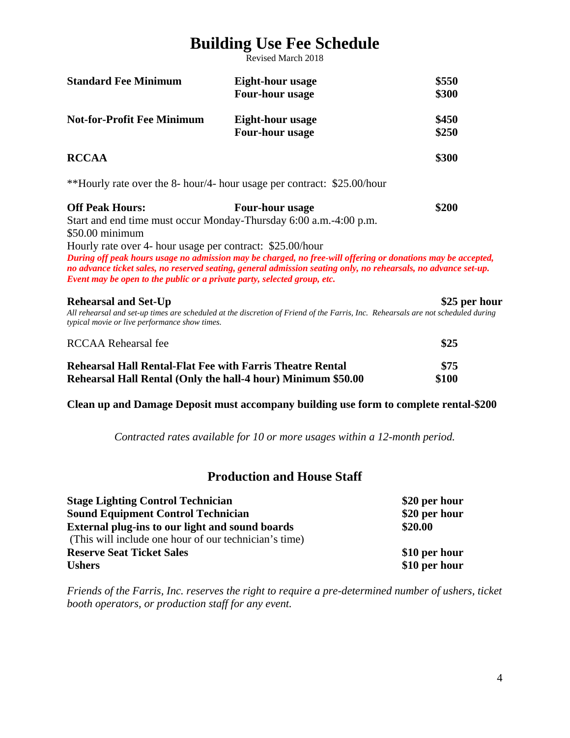# Building Use Fee Schedule

Revised March 2018

| | | |
|---|---|---|
| **Standard Fee Minimum** | **Eight-hour usage** | **$550** |
| | **Four-hour usage** | **$300** |
| **Not-for-Profit Fee Minimum** | **Eight-hour usage** | **$450** |
| | **Four-hour usage** | **$250** |
| **RCCAA** | | **$300** |

**Hourly rate over the 8- hour/4- hour usage per contract: $25.00/hour

**Off Peak Hours:** **Four-hour usage** **$200**

Start and end time must occur Monday-Thursday 6:00 a.m.-4:00 p.m.

$50.00 minimum

Hourly rate over 4- hour usage per contract: $25.00/hour

***During off peak hours usage no admission may be charged, no free-will offering or donations may be accepted, no advance ticket sales, no reserved seating, general admission seating only, no rehearsals, no advance set-up. Event may be open to the public or a private party, selected group, etc.***

**Rehearsal and Set-Up** **$25 per hour**

*All rehearsal and set-up times are scheduled at the discretion of Friend of the Farris, Inc. Rehearsals are not scheduled during typical movie or live performance show times.*

| | |
|---|---|
| RCCAA Rehearsal fee | **$25** |
| **Rehearsal Hall Rental-Flat Fee with Farris Theatre Rental** | **$75** |
| **Rehearsal Hall Rental (Only the hall-4 hour) Minimum $50.00** | **$100** |

**Clean up and Damage Deposit must accompany building use form to complete rental-$200**

*Contracted rates available for 10 or more usages within a 12-month period.*

## Production and House Staff

| | |
|---|---|
| **Stage Lighting Control Technician** | **$20 per hour** |
| **Sound Equipment Control Technician** | **$20 per hour** |
| **External plug-ins to our light and sound boards** (This will include one hour of our technician's time) | **$20.00** |
| **Reserve Seat Ticket Sales** | **$10 per hour** |
| **Ushers** | **$10 per hour** |

*Friends of the Farris, Inc. reserves the right to require a pre-determined number of ushers, ticket booth operators, or production staff for any event.*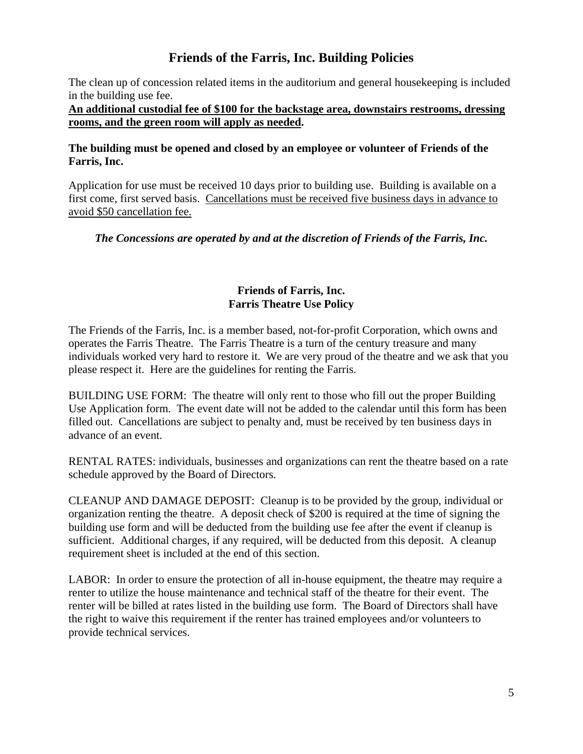## Friends of the Farris, Inc. Building Policies

The clean up of concession related items in the auditorium and general housekeeping is included in the building use fee.

<u>**An additional custodial fee of $100 for the backstage area, downstairs restrooms, dressing rooms, and the green room will apply as needed**</u>**.**

**The building must be opened and closed by an employee or volunteer of Friends of the Farris, Inc.**

Application for use must be received 10 days prior to building use. Building is available on a first come, first served basis. <u>Cancellations must be received five business days in advance to avoid $50 cancellation fee.</u>

***The Concessions are operated by and at the discretion of Friends of the Farris, Inc.***

### Friends of Farris, Inc.
### Farris Theatre Use Policy

The Friends of the Farris, Inc. is a member based, not-for-profit Corporation, which owns and operates the Farris Theatre. The Farris Theatre is a turn of the century treasure and many individuals worked very hard to restore it. We are very proud of the theatre and we ask that you please respect it. Here are the guidelines for renting the Farris.

BUILDING USE FORM: The theatre will only rent to those who fill out the proper Building Use Application form. The event date will not be added to the calendar until this form has been filled out. Cancellations are subject to penalty and, must be received by ten business days in advance of an event.

RENTAL RATES: individuals, businesses and organizations can rent the theatre based on a rate schedule approved by the Board of Directors.

CLEANUP AND DAMAGE DEPOSIT: Cleanup is to be provided by the group, individual or organization renting the theatre. A deposit check of $200 is required at the time of signing the building use form and will be deducted from the building use fee after the event if cleanup is sufficient. Additional charges, if any required, will be deducted from this deposit. A cleanup requirement sheet is included at the end of this section.

LABOR: In order to ensure the protection of all in-house equipment, the theatre may require a renter to utilize the house maintenance and technical staff of the theatre for their event. The renter will be billed at rates listed in the building use form. The Board of Directors shall have the right to waive this requirement if the renter has trained employees and/or volunteers to provide technical services.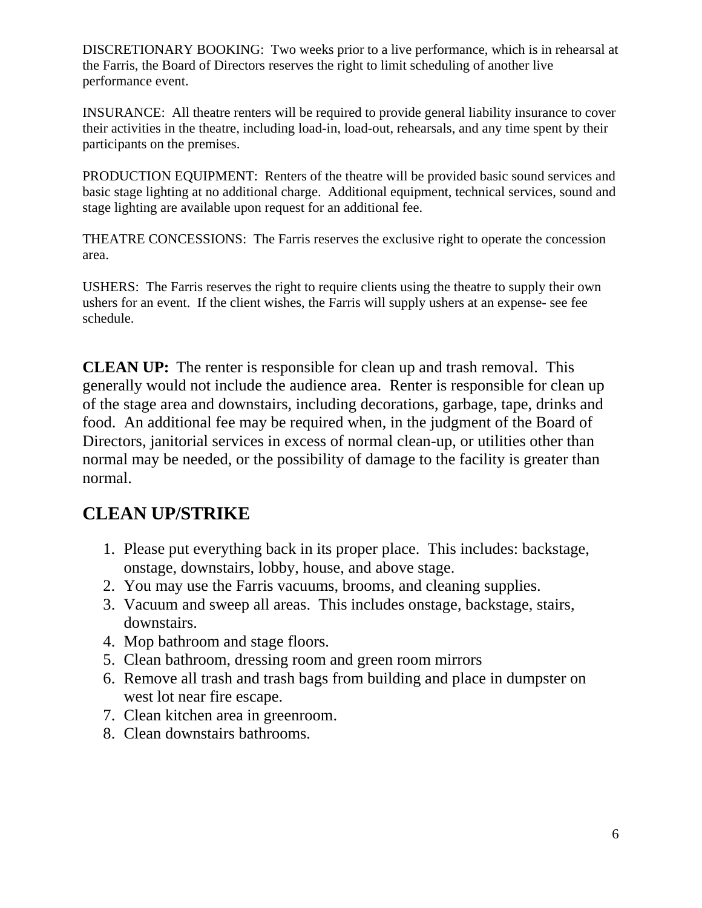DISCRETIONARY BOOKING: Two weeks prior to a live performance, which is in rehearsal at the Farris, the Board of Directors reserves the right to limit scheduling of another live performance event.

INSURANCE: All theatre renters will be required to provide general liability insurance to cover their activities in the theatre, including load-in, load-out, rehearsals, and any time spent by their participants on the premises.

PRODUCTION EQUIPMENT: Renters of the theatre will be provided basic sound services and basic stage lighting at no additional charge. Additional equipment, technical services, sound and stage lighting are available upon request for an additional fee.

THEATRE CONCESSIONS: The Farris reserves the exclusive right to operate the concession area.

USHERS: The Farris reserves the right to require clients using the theatre to supply their own ushers for an event. If the client wishes, the Farris will supply ushers at an expense- see fee schedule.

**CLEAN UP:** The renter is responsible for clean up and trash removal. This generally would not include the audience area. Renter is responsible for clean up of the stage area and downstairs, including decorations, garbage, tape, drinks and food. An additional fee may be required when, in the judgment of the Board of Directors, janitorial services in excess of normal clean-up, or utilities other than normal may be needed, or the possibility of damage to the facility is greater than normal.

## CLEAN UP/STRIKE

1. Please put everything back in its proper place. This includes: backstage, onstage, downstairs, lobby, house, and above stage.
2. You may use the Farris vacuums, brooms, and cleaning supplies.
3. Vacuum and sweep all areas. This includes onstage, backstage, stairs, downstairs.
4. Mop bathroom and stage floors.
5. Clean bathroom, dressing room and green room mirrors
6. Remove all trash and trash bags from building and place in dumpster on west lot near fire escape.
7. Clean kitchen area in greenroom.
8. Clean downstairs bathrooms.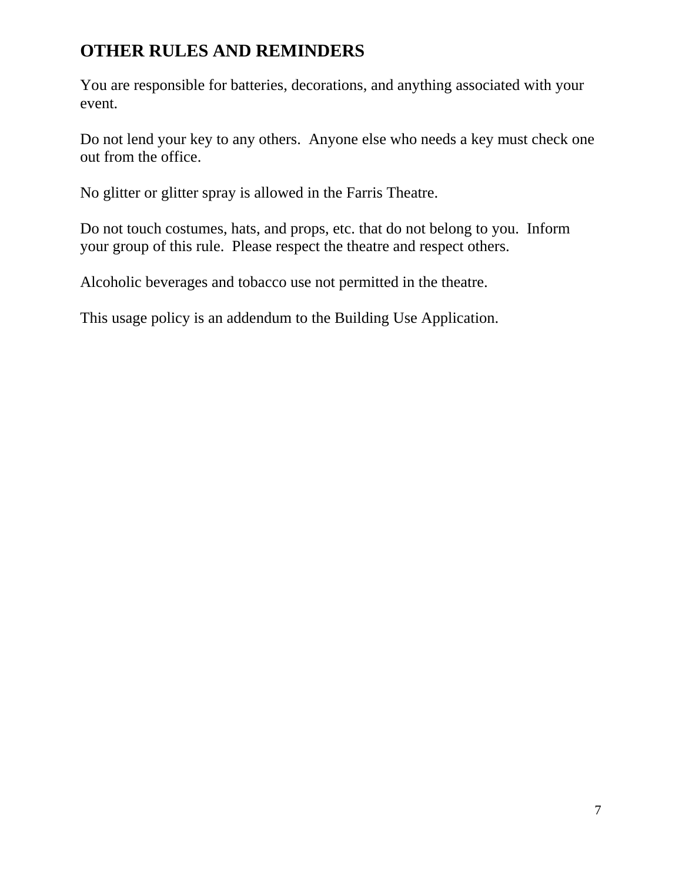## OTHER RULES AND REMINDERS

You are responsible for batteries, decorations, and anything associated with your event.

Do not lend your key to any others.  Anyone else who needs a key must check one out from the office.

No glitter or glitter spray is allowed in the Farris Theatre.

Do not touch costumes, hats, and props, etc. that do not belong to you.  Inform your group of this rule.  Please respect the theatre and respect others.

Alcoholic beverages and tobacco use not permitted in the theatre.

This usage policy is an addendum to the Building Use Application.